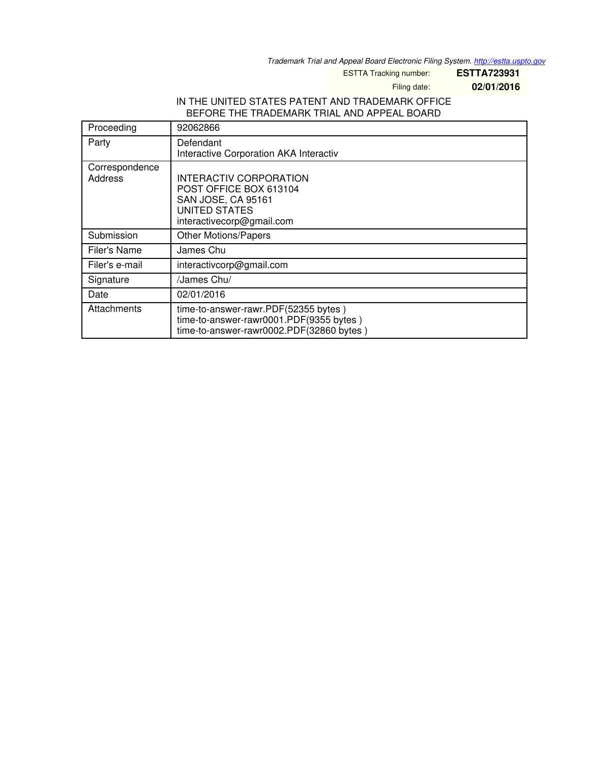Trademark Trial and Appeal Board Electronic Filing System. http://estta.uspto.gov

ESTTA Tracking number: **ESTTA723931**

Filing date: **02/01/2016**

IN THE UNITED STATES PATENT AND TRADEMARK OFFICE
BEFORE THE TRADEMARK TRIAL AND APPEAL BOARD

| Proceeding | 92062866 |
|---|---|
| Party | Defendant<br>Interactive Corporation AKA Interactiv |
| Correspondence Address | INTERACTIV CORPORATION<br>POST OFFICE BOX 613104<br>SAN JOSE, CA 95161<br>UNITED STATES<br>interactivecorp@gmail.com |
| Submission | Other Motions/Papers |
| Filer's Name | James Chu |
| Filer's e-mail | interactivcorp@gmail.com |
| Signature | /James Chu/ |
| Date | 02/01/2016 |
| Attachments | time-to-answer-rawr.PDF(52355 bytes )<br>time-to-answer-rawr0001.PDF(9355 bytes )<br>time-to-answer-rawr0002.PDF(32860 bytes ) |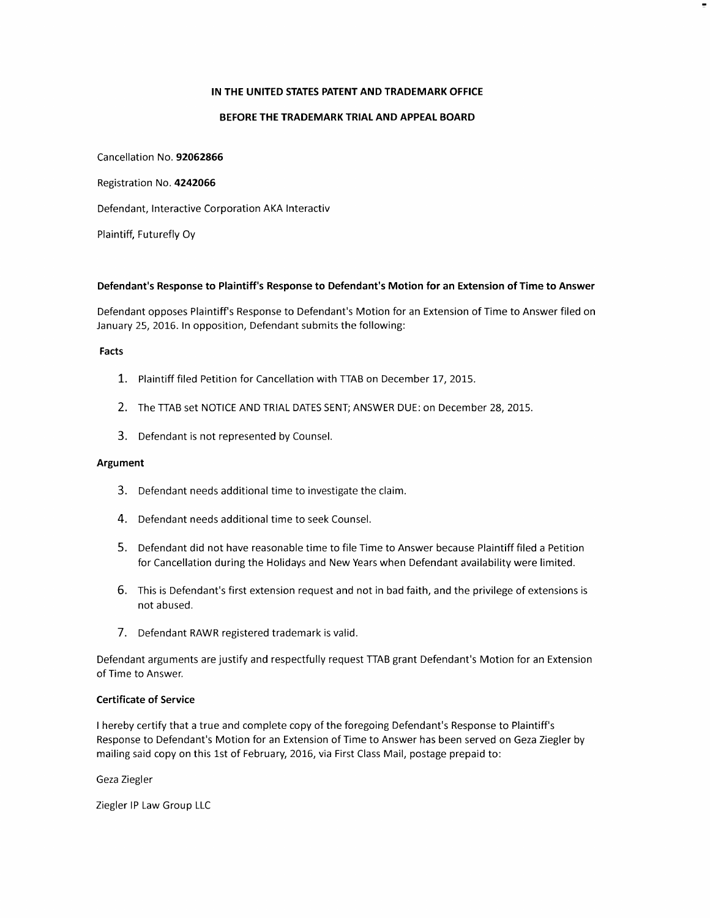**IN THE UNITED STATES PATENT AND TRADEMARK OFFICE**

**BEFORE THE TRADEMARK TRIAL AND APPEAL BOARD**

Cancellation No. **92062866**

Registration No. **4242066**

Defendant, Interactive Corporation AKA Interactiv

Plaintiff, Futurefly Oy

**Defendant's Response to Plaintiff's Response to Defendant's Motion for an Extension of Time to Answer**

Defendant opposes Plaintiff's Response to Defendant's Motion for an Extension of Time to Answer filed on January 25, 2016. In opposition, Defendant submits the following:

**Facts**

1. Plaintiff filed Petition for Cancellation with TTAB on December 17, 2015.
2. The TTAB set NOTICE AND TRIAL DATES SENT; ANSWER DUE: on December 28, 2015.
3. Defendant is not represented by Counsel.

**Argument**

3. Defendant needs additional time to investigate the claim.
4. Defendant needs additional time to seek Counsel.
5. Defendant did not have reasonable time to file Time to Answer because Plaintiff filed a Petition for Cancellation during the Holidays and New Years when Defendant availability were limited.
6. This is Defendant's first extension request and not in bad faith, and the privilege of extensions is not abused.
7. Defendant RAWR registered trademark is valid.

Defendant arguments are justify and respectfully request TTAB grant Defendant's Motion for an Extension of Time to Answer.

**Certificate of Service**

I hereby certify that a true and complete copy of the foregoing Defendant's Response to Plaintiff's Response to Defendant's Motion for an Extension of Time to Answer has been served on Geza Ziegler by mailing said copy on this 1st of February, 2016, via First Class Mail, postage prepaid to:

Geza Ziegler

Ziegler IP Law Group LLC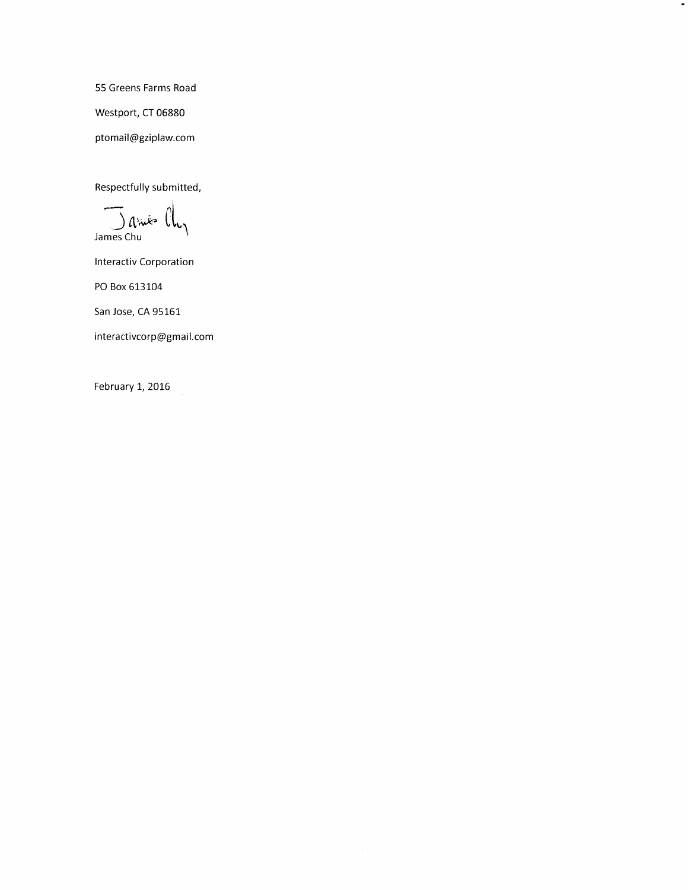55 Greens Farms Road

Westport, CT 06880

ptomail@gziplaw.com

Respectfully submitted,

James Chu

Interactiv Corporation

PO Box 613104

San Jose, CA 95161

interactivcorp@gmail.com

February 1, 2016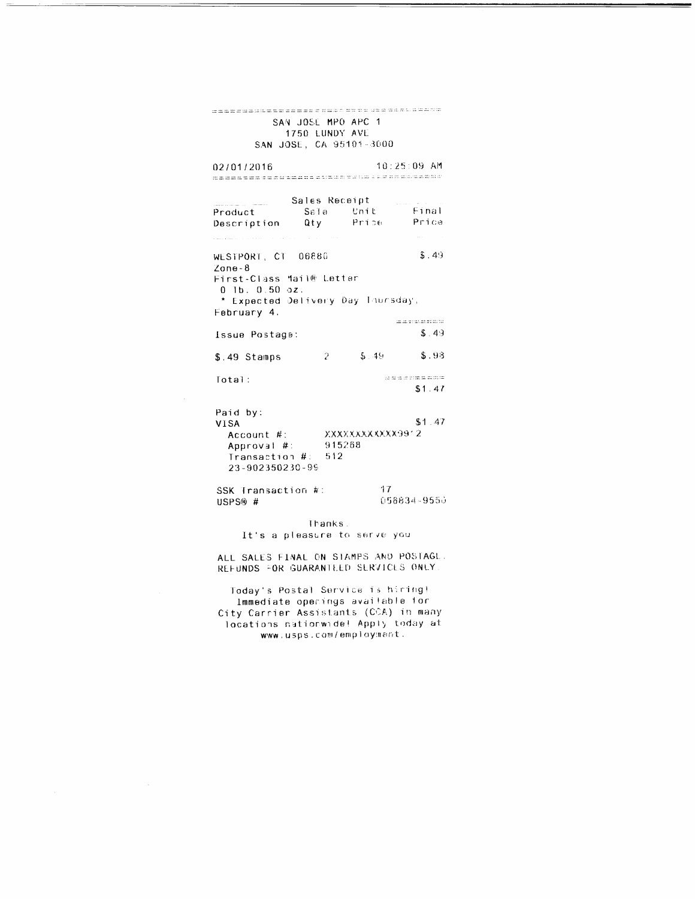SAN JOSE MPO APC 1
1750 LUNDY AVE
SAN JOSE, CA 95101-3000

02/01/2016 10:25:09 AM

Sales Receipt

| Product Description | Sale Qty | Unit Price | Final Price |
|---|---|---|---|
| WESTPORT, CT 06880 | | | $.49 |
| Zone-8 | | | |
| First-Class Mail® Letter | | | |
| 0 lb. 0.50 oz. | | | |
| * Expected Delivery Day Thursday, February 4. | | | |
| Issue Postage: | | | $.49 |
| $.49 Stamps | 2 | $.49 | $.98 |
| Total: | | | $1.47 |

Paid by:
VISA $1.47
Account #: XXXXXXXXXXXX9912
Approval #: 915268
Transaction #: 512
23-902350230-99

SSK Transaction #: 17
USPS® # 056834-9550

Thanks.
It's a pleasure to serve you

ALL SALES FINAL ON STAMPS AND POSTAGE.
REFUNDS FOR GUARANTEED SERVICES ONLY.

Today's Postal Service is hiring!
Immediate openings available for
City Carrier Assistants (CCA) in many
locations nationwide! Apply today at
www.usps.com/employment.